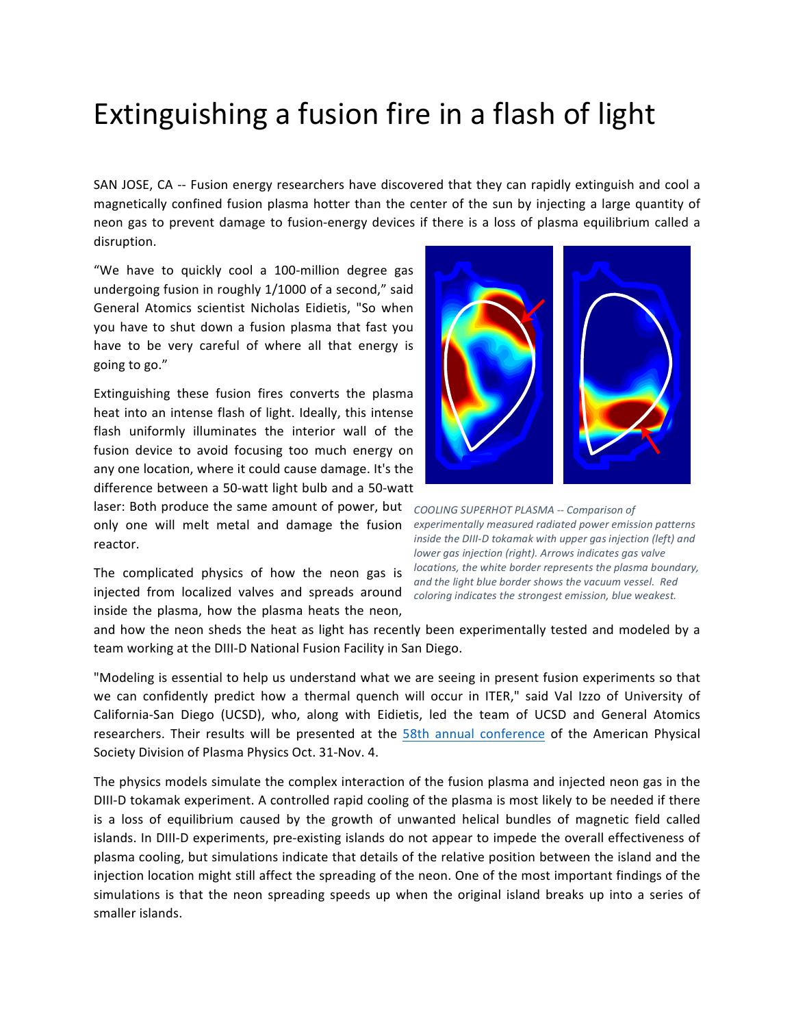# Extinguishing a fusion fire in a flash of light

SAN JOSE, CA -- Fusion energy researchers have discovered that they can rapidly extinguish and cool a magnetically confined fusion plasma hotter than the center of the sun by injecting a large quantity of neon gas to prevent damage to fusion-energy devices if there is a loss of plasma equilibrium called a disruption.

“We have to quickly cool a 100-million degree gas undergoing fusion in roughly 1/1000 of a second,” said General Atomics scientist Nicholas Eidietis, "So when you have to shut down a fusion plasma that fast you have to be very careful of where all that energy is going to go.”

Extinguishing these fusion fires converts the plasma heat into an intense flash of light. Ideally, this intense flash uniformly illuminates the interior wall of the fusion device to avoid focusing too much energy on any one location, where it could cause damage. It's the difference between a 50-watt light bulb and a 50-watt laser: Both produce the same amount of power, but only one will melt metal and damage the fusion reactor.

*COOLING SUPERHOT PLASMA -- Comparison of experimentally measured radiated power emission patterns inside the DIII-D tokamak with upper gas injection (left) and lower gas injection (right). Arrows indicates gas valve locations, the white border represents the plasma boundary, and the light blue border shows the vacuum vessel. Red coloring indicates the strongest emission, blue weakest.*

The complicated physics of how the neon gas is injected from localized valves and spreads around inside the plasma, how the plasma heats the neon, and how the neon sheds the heat as light has recently been experimentally tested and modeled by a team working at the DIII-D National Fusion Facility in San Diego.

"Modeling is essential to help us understand what we are seeing in present fusion experiments so that we can confidently predict how a thermal quench will occur in ITER," said Val Izzo of University of California-San Diego (UCSD), who, along with Eidietis, led the team of UCSD and General Atomics researchers. Their results will be presented at the 58th annual conference of the American Physical Society Division of Plasma Physics Oct. 31-Nov. 4.

The physics models simulate the complex interaction of the fusion plasma and injected neon gas in the DIII-D tokamak experiment. A controlled rapid cooling of the plasma is most likely to be needed if there is a loss of equilibrium caused by the growth of unwanted helical bundles of magnetic field called islands. In DIII-D experiments, pre-existing islands do not appear to impede the overall effectiveness of plasma cooling, but simulations indicate that details of the relative position between the island and the injection location might still affect the spreading of the neon. One of the most important findings of the simulations is that the neon spreading speeds up when the original island breaks up into a series of smaller islands.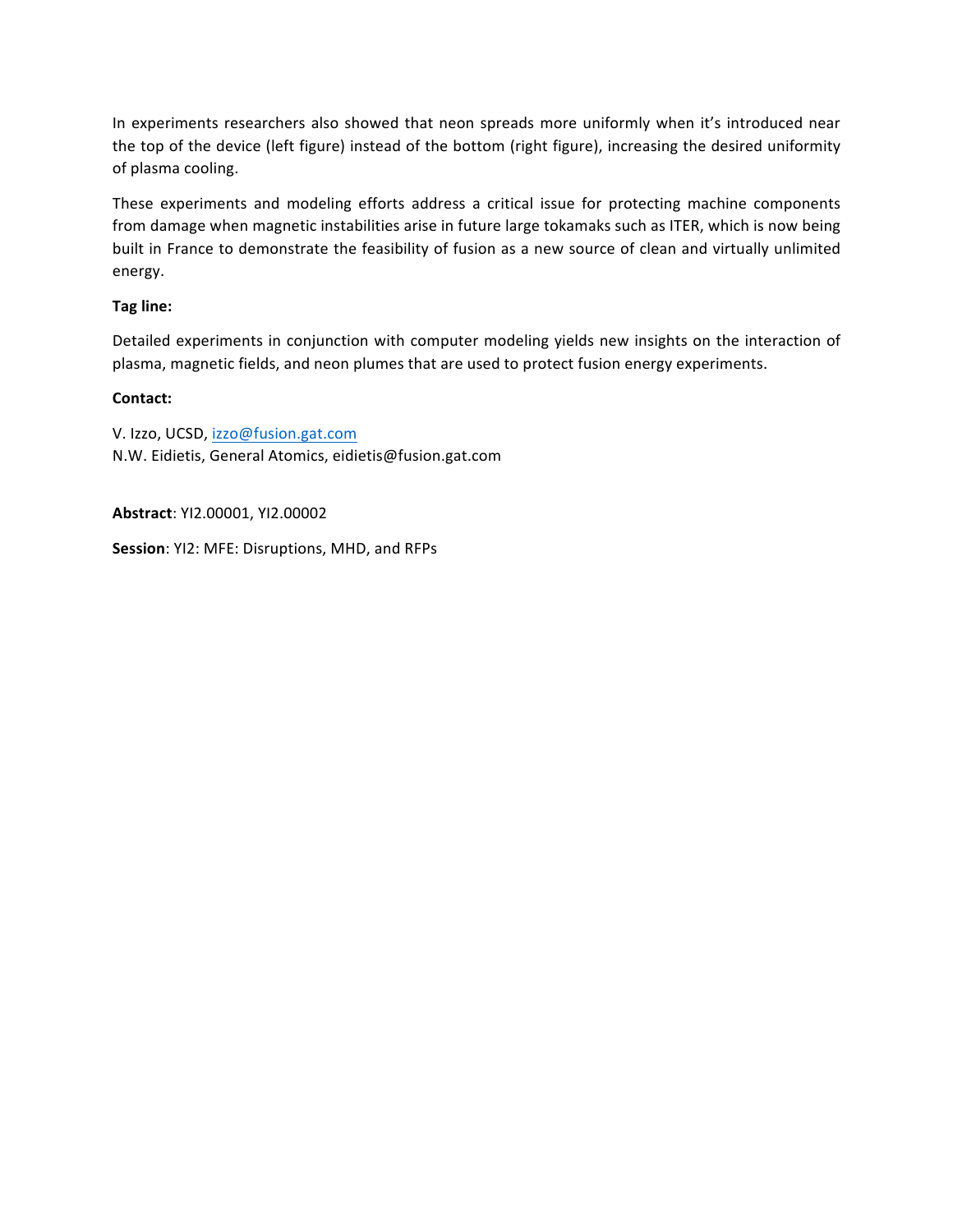In experiments researchers also showed that neon spreads more uniformly when it's introduced near the top of the device (left figure) instead of the bottom (right figure), increasing the desired uniformity of plasma cooling.

These experiments and modeling efforts address a critical issue for protecting machine components from damage when magnetic instabilities arise in future large tokamaks such as ITER, which is now being built in France to demonstrate the feasibility of fusion as a new source of clean and virtually unlimited energy.

**Tag line:**

Detailed experiments in conjunction with computer modeling yields new insights on the interaction of plasma, magnetic fields, and neon plumes that are used to protect fusion energy experiments.

**Contact:**

V. Izzo, UCSD, izzo@fusion.gat.com
N.W. Eidietis, General Atomics, eidietis@fusion.gat.com

**Abstract**: YI2.00001, YI2.00002

**Session**: YI2: MFE: Disruptions, MHD, and RFPs